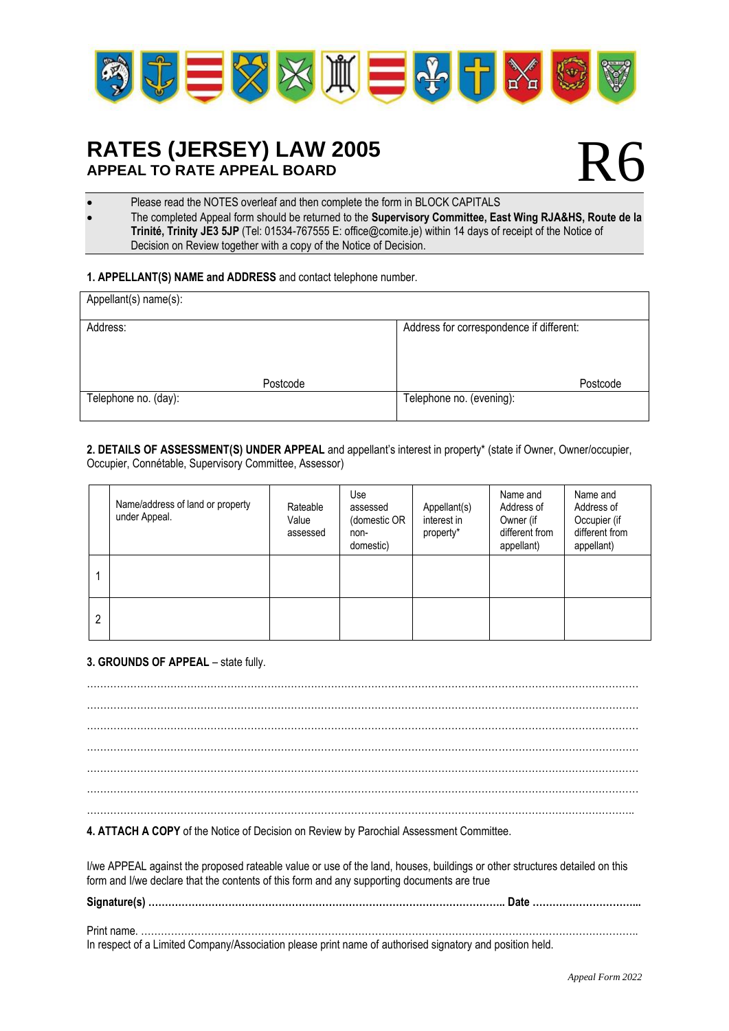# RATES (JERSEY) LAW 2005

## APPEAL TO RATE APPEAL BOARD

# R6

- Please read the NOTES overleaf and then complete the form in BLOCK CAPITALS
- The completed Appeal form should be returned to the **Supervisory Committee, East Wing RJA&HS, Route de la Trinité, Trinity JE3 5JP** (Tel: 01534-767555 E: office@comite.je) within 14 days of receipt of the Notice of Decision on Review together with a copy of the Notice of Decision.

**1. APPELLANT(S) NAME and ADDRESS** and contact telephone number.

| Appellant(s) name(s): | |
|---|---|
| Address:<br><br>Postcode | Address for correspondence if different:<br><br>Postcode |
| Telephone no. (day): | Telephone no. (evening): |

**2. DETAILS OF ASSESSMENT(S) UNDER APPEAL** and appellant's interest in property* (state if Owner, Owner/occupier, Occupier, Connétable, Supervisory Committee, Assessor)

| | Name/address of land or property under Appeal. | Rateable Value assessed | Use assessed (domestic OR non-domestic) | Appellant(s) interest in property* | Name and Address of Owner (if different from appellant) | Name and Address of Occupier (if different from appellant) |
|---|---|---|---|---|---|---|
| 1 | | | | | | |
| 2 | | | | | | |

**3. GROUNDS OF APPEAL** – state fully.

..................................................................................................................................................

..................................................................................................................................................

..................................................................................................................................................

..................................................................................................................................................

..................................................................................................................................................

..................................................................................................................................................

..................................................................................................................................................

**4. ATTACH A COPY** of the Notice of Decision on Review by Parochial Assessment Committee.

I/we APPEAL against the proposed rateable value or use of the land, houses, buildings or other structures detailed on this form and I/we declare that the contents of this form and any supporting documents are true

**Signature(s) ........................................................................................................ Date ................................**

Print name. ..................................................................................................................................................

In respect of a Limited Company/Association please print name of authorised signatory and position held.

*Appeal Form 2022*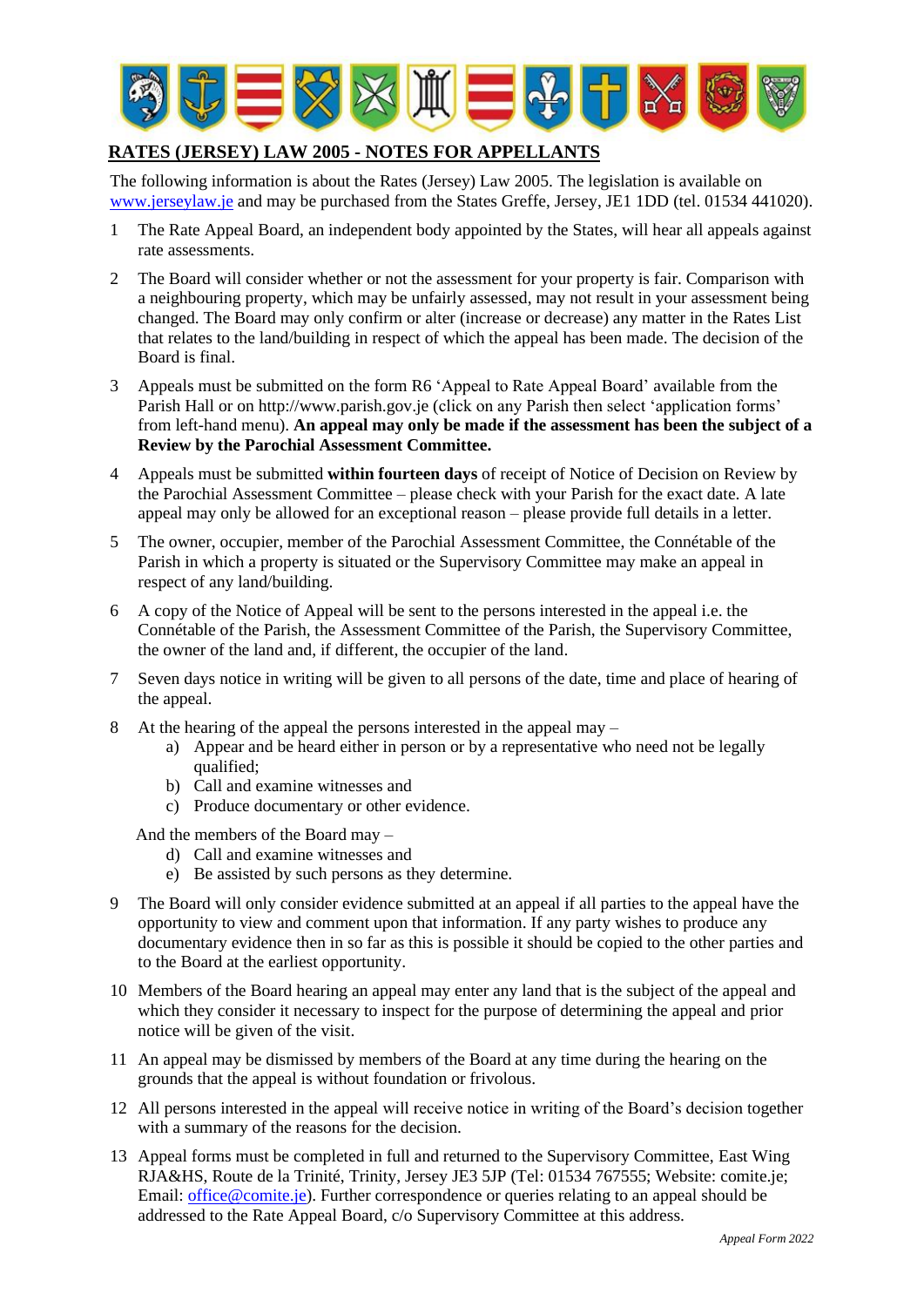## RATES (JERSEY) LAW 2005 - NOTES FOR APPELLANTS

The following information is about the Rates (Jersey) Law 2005. The legislation is available on www.jerseylaw.je and may be purchased from the States Greffe, Jersey, JE1 1DD (tel. 01534 441020).

1. The Rate Appeal Board, an independent body appointed by the States, will hear all appeals against rate assessments.

2. The Board will consider whether or not the assessment for your property is fair. Comparison with a neighbouring property, which may be unfairly assessed, may not result in your assessment being changed. The Board may only confirm or alter (increase or decrease) any matter in the Rates List that relates to the land/building in respect of which the appeal has been made. The decision of the Board is final.

3. Appeals must be submitted on the form R6 'Appeal to Rate Appeal Board' available from the Parish Hall or on http://www.parish.gov.je (click on any Parish then select 'application forms' from left-hand menu). **An appeal may only be made if the assessment has been the subject of a Review by the Parochial Assessment Committee.**

4. Appeals must be submitted **within fourteen days** of receipt of Notice of Decision on Review by the Parochial Assessment Committee – please check with your Parish for the exact date. A late appeal may only be allowed for an exceptional reason – please provide full details in a letter.

5. The owner, occupier, member of the Parochial Assessment Committee, the Connétable of the Parish in which a property is situated or the Supervisory Committee may make an appeal in respect of any land/building.

6. A copy of the Notice of Appeal will be sent to the persons interested in the appeal i.e. the Connétable of the Parish, the Assessment Committee of the Parish, the Supervisory Committee, the owner of the land and, if different, the occupier of the land.

7. Seven days notice in writing will be given to all persons of the date, time and place of hearing of the appeal.

8. At the hearing of the appeal the persons interested in the appeal may –
   a) Appear and be heard either in person or by a representative who need not be legally qualified;
   b) Call and examine witnesses and
   c) Produce documentary or other evidence.

   And the members of the Board may –
   d) Call and examine witnesses and
   e) Be assisted by such persons as they determine.

9. The Board will only consider evidence submitted at an appeal if all parties to the appeal have the opportunity to view and comment upon that information. If any party wishes to produce any documentary evidence then in so far as this is possible it should be copied to the other parties and to the Board at the earliest opportunity.

10. Members of the Board hearing an appeal may enter any land that is the subject of the appeal and which they consider it necessary to inspect for the purpose of determining the appeal and prior notice will be given of the visit.

11. An appeal may be dismissed by members of the Board at any time during the hearing on the grounds that the appeal is without foundation or frivolous.

12. All persons interested in the appeal will receive notice in writing of the Board's decision together with a summary of the reasons for the decision.

13. Appeal forms must be completed in full and returned to the Supervisory Committee, East Wing RJA&HS, Route de la Trinité, Trinity, Jersey JE3 5JP (Tel: 01534 767555; Website: comite.je; Email: office@comite.je). Further correspondence or queries relating to an appeal should be addressed to the Rate Appeal Board, c/o Supervisory Committee at this address.

*Appeal Form 2022*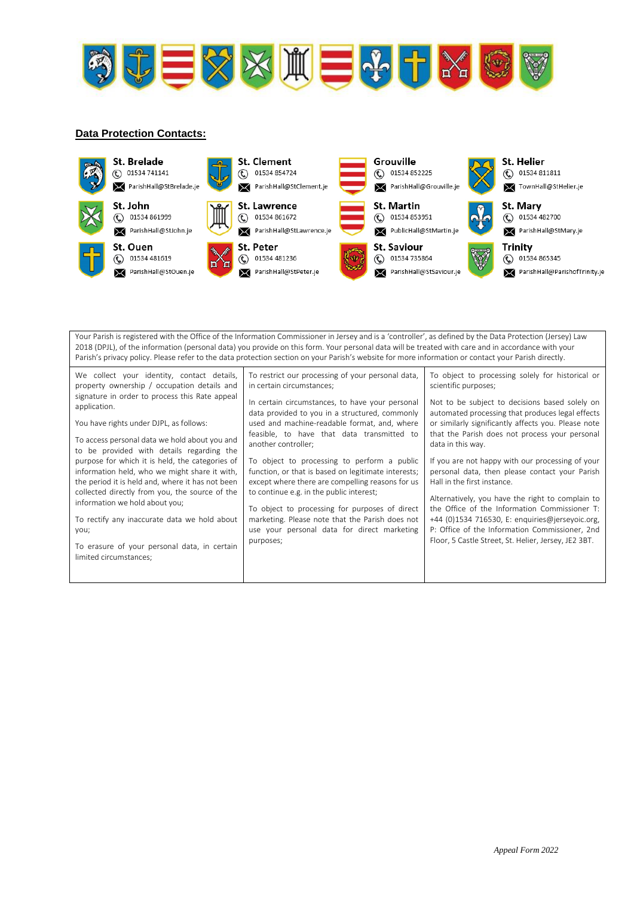**Data Protection Contacts:**

| | | | |
|---|---|---|---|
| **St. Brelade**<br>01534 741141<br>ParishHall@StBrelade.je | **St. Clement**<br>01534 854724<br>ParishHall@StClement.je | **Grouville**<br>01534 852225<br>ParishHall@Grouville.je | **St. Helier**<br>01534 811811<br>TownHall@StHelier.je |
| **St. John**<br>01534 861999<br>ParishHall@StJohn.je | **St. Lawrence**<br>01534 861672<br>ParishHall@StLawrence.je | **St. Martin**<br>01534 853951<br>PublicHall@StMartin.je | **St. Mary**<br>01534 482700<br>ParishHall@StMary.je |
| **St. Ouen**<br>01534 481619<br>ParishHall@StOuen.je | **St. Peter**<br>01534 481236<br>ParishHall@StPeter.je | **St. Saviour**<br>01534 735864<br>ParishHall@StSaviour.je | **Trinity**<br>01534 865345<br>ParishHall@ParishofTrinity.je |

Your Parish is registered with the Office of the Information Commissioner in Jersey and is a 'controller', as defined by the Data Protection (Jersey) Law 2018 (DPJL), of the information (personal data) you provide on this form. Your personal data will be treated with care and in accordance with your Parish's privacy policy. Please refer to the data protection section on your Parish's website for more information or contact your Parish directly.

We collect your identity, contact details, property ownership / occupation details and signature in order to process this Rate appeal application.

You have rights under DJPL, as follows:

To access personal data we hold about you and to be provided with details regarding the purpose for which it is held, the categories of information held, who we might share it with, the period it is held and, where it has not been collected directly from you, the source of the information we hold about you;

To rectify any inaccurate data we hold about you;

To erasure of your personal data, in certain limited circumstances;

To restrict our processing of your personal data, in certain circumstances;

In certain circumstances, to have your personal data provided to you in a structured, commonly used and machine-readable format, and, where feasible, to have that data transmitted to another controller;

To object to processing to perform a public function, or that is based on legitimate interests; except where there are compelling reasons for us to continue e.g. in the public interest;

To object to processing for purposes of direct marketing. Please note that the Parish does not use your personal data for direct marketing purposes;

To object to processing solely for historical or scientific purposes;

Not to be subject to decisions based solely on automated processing that produces legal effects or similarly significantly affects you. Please note that the Parish does not process your personal data in this way.

If you are not happy with our processing of your personal data, then please contact your Parish Hall in the first instance.

Alternatively, you have the right to complain to the Office of the Information Commissioner T: +44 (0)1534 716530, E: enquiries@jerseyoic.org, P: Office of the Information Commissioner, 2nd Floor, 5 Castle Street, St. Helier, Jersey, JE2 3BT.